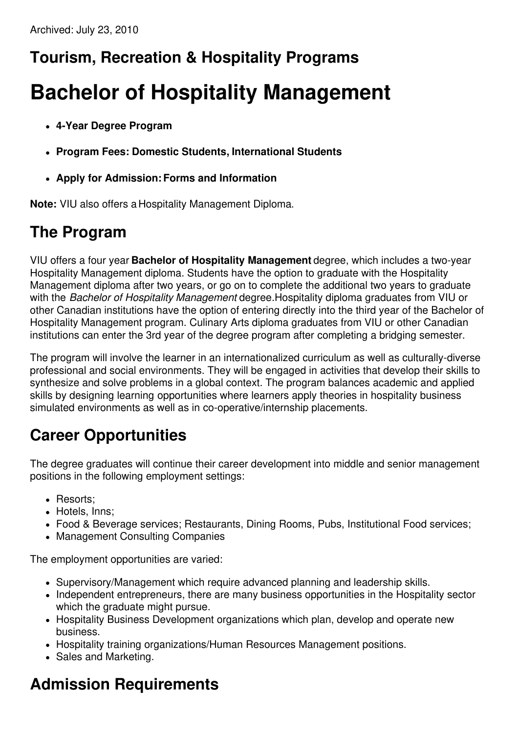Archived: July 23, 2010

## Tourism, Recreation & Hospitality Programs

# Bachelor of Hospitality Management

- **4-Year Degree Program**
- **Program Fees: Domestic Students, International Students**
- **Apply for Admission: Forms and Information**

**Note:** VIU also offers a Hospitality Management Diploma.

## The Program

VIU offers a four year **Bachelor of Hospitality Management** degree, which includes a two-year Hospitality Management diploma. Students have the option to graduate with the Hospitality Management diploma after two years, or go on to complete the additional two years to graduate with the *Bachelor of Hospitality Management* degree.Hospitality diploma graduates from VIU or other Canadian institutions have the option of entering directly into the third year of the Bachelor of Hospitality Management program. Culinary Arts diploma graduates from VIU or other Canadian institutions can enter the 3rd year of the degree program after completing a bridging semester.

The program will involve the learner in an internationalized curriculum as well as culturally-diverse professional and social environments. They will be engaged in activities that develop their skills to synthesize and solve problems in a global context. The program balances academic and applied skills by designing learning opportunities where learners apply theories in hospitality business simulated environments as well as in co-operative/internship placements.

## Career Opportunities

The degree graduates will continue their career development into middle and senior management positions in the following employment settings:

- Resorts;
- Hotels, Inns;
- Food & Beverage services; Restaurants, Dining Rooms, Pubs, Institutional Food services;
- Management Consulting Companies

The employment opportunities are varied:

- Supervisory/Management which require advanced planning and leadership skills.
- Independent entrepreneurs, there are many business opportunities in the Hospitality sector which the graduate might pursue.
- Hospitality Business Development organizations which plan, develop and operate new business.
- Hospitality training organizations/Human Resources Management positions.
- Sales and Marketing.

## Admission Requirements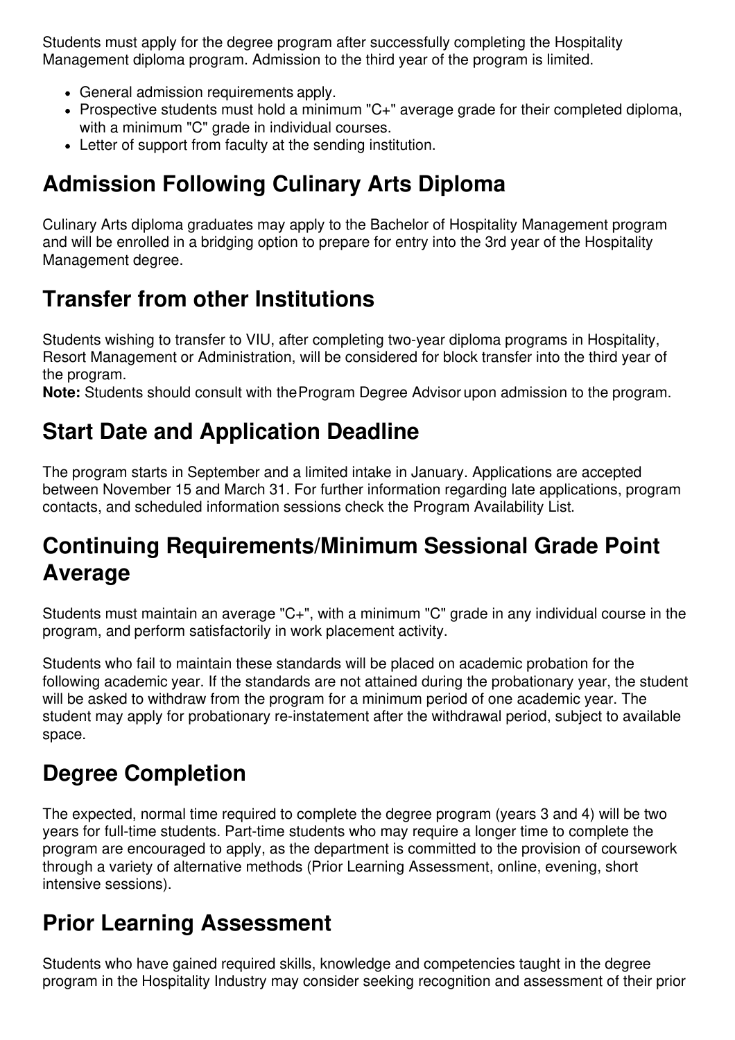Students must apply for the degree program after successfully completing the Hospitality Management diploma program. Admission to the third year of the program is limited.

- General admission requirements apply.
- Prospective students must hold a minimum "C+" average grade for their completed diploma, with a minimum "C" grade in individual courses.
- Letter of support from faculty at the sending institution.

## Admission Following Culinary Arts Diploma

Culinary Arts diploma graduates may apply to the Bachelor of Hospitality Management program and will be enrolled in a bridging option to prepare for entry into the 3rd year of the Hospitality Management degree.

## Transfer from other Institutions

Students wishing to transfer to VIU, after completing two-year diploma programs in Hospitality, Resort Management or Administration, will be considered for block transfer into the third year of the program.
**Note:** Students should consult with the Program Degree Advisor upon admission to the program.

## Start Date and Application Deadline

The program starts in September and a limited intake in January. Applications are accepted between November 15 and March 31. For further information regarding late applications, program contacts, and scheduled information sessions check the Program Availability List.

## Continuing Requirements/Minimum Sessional Grade Point Average

Students must maintain an average "C+", with a minimum "C" grade in any individual course in the program, and perform satisfactorily in work placement activity.

Students who fail to maintain these standards will be placed on academic probation for the following academic year. If the standards are not attained during the probationary year, the student will be asked to withdraw from the program for a minimum period of one academic year. The student may apply for probationary re-instatement after the withdrawal period, subject to available space.

## Degree Completion

The expected, normal time required to complete the degree program (years 3 and 4) will be two years for full-time students. Part-time students who may require a longer time to complete the program are encouraged to apply, as the department is committed to the provision of coursework through a variety of alternative methods (Prior Learning Assessment, online, evening, short intensive sessions).

## Prior Learning Assessment

Students who have gained required skills, knowledge and competencies taught in the degree program in the Hospitality Industry may consider seeking recognition and assessment of their prior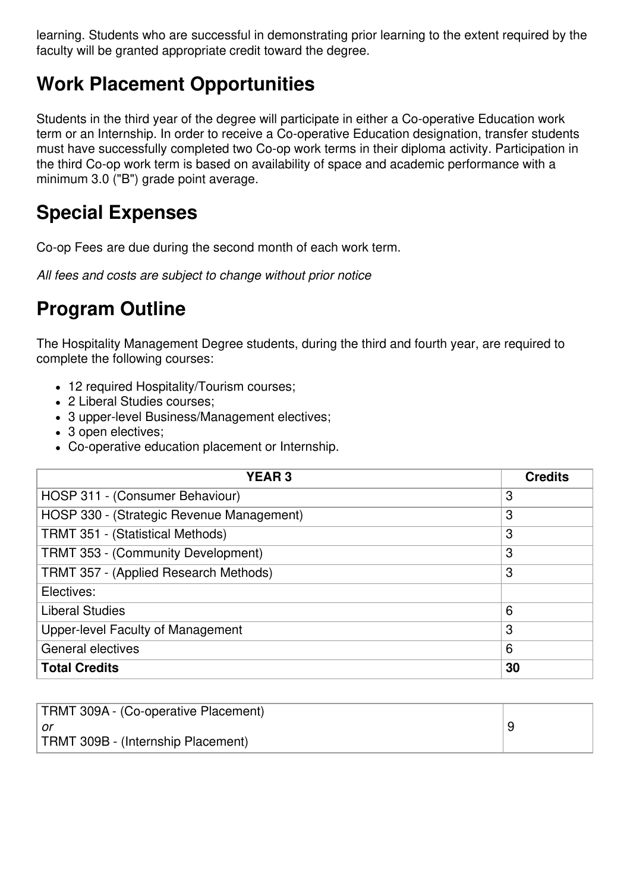learning. Students who are successful in demonstrating prior learning to the extent required by the faculty will be granted appropriate credit toward the degree.

## Work Placement Opportunities

Students in the third year of the degree will participate in either a Co-operative Education work term or an Internship. In order to receive a Co-operative Education designation, transfer students must have successfully completed two Co-op work terms in their diploma activity. Participation in the third Co-op work term is based on availability of space and academic performance with a minimum 3.0 ("B") grade point average.

## Special Expenses

Co-op Fees are due during the second month of each work term.

*All fees and costs are subject to change without prior notice*

## Program Outline

The Hospitality Management Degree students, during the third and fourth year, are required to complete the following courses:

- 12 required Hospitality/Tourism courses;
- 2 Liberal Studies courses;
- 3 upper-level Business/Management electives;
- 3 open electives;
- Co-operative education placement or Internship.

| YEAR 3 | Credits |
|---|---|
| HOSP 311 - (Consumer Behaviour) | 3 |
| HOSP 330 - (Strategic Revenue Management) | 3 |
| TRMT 351 - (Statistical Methods) | 3 |
| TRMT 353 - (Community Development) | 3 |
| TRMT 357 - (Applied Research Methods) | 3 |
| Electives: | |
| Liberal Studies | 6 |
| Upper-level Faculty of Management | 3 |
| General electives | 6 |
| **Total Credits** | **30** |

| | |
|---|---|
| TRMT 309A - (Co-operative Placement)<br>*or*<br>TRMT 309B - (Internship Placement) | 9 |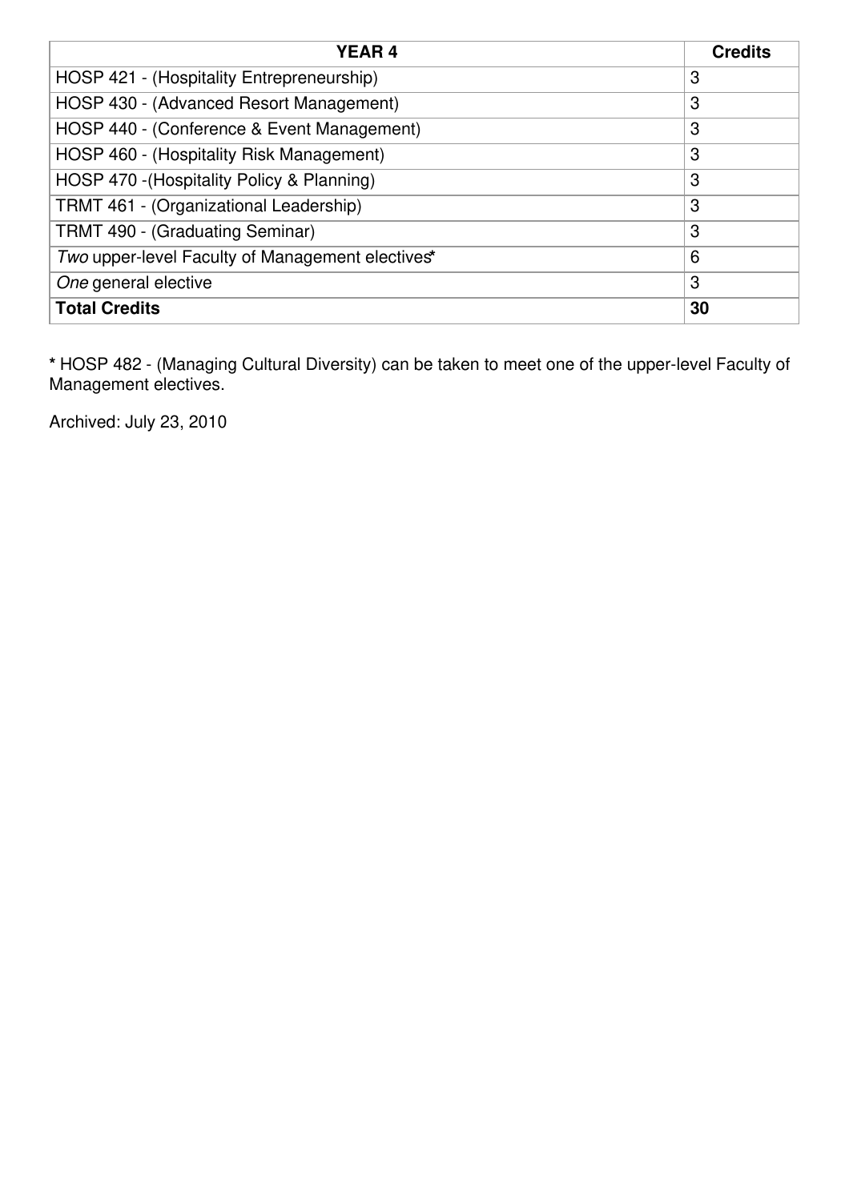| YEAR 4 | Credits |
| --- | --- |
| HOSP 421 - (Hospitality Entrepreneurship) | 3 |
| HOSP 430 - (Advanced Resort Management) | 3 |
| HOSP 440 - (Conference & Event Management) | 3 |
| HOSP 460 - (Hospitality Risk Management) | 3 |
| HOSP 470 -(Hospitality Policy & Planning) | 3 |
| TRMT 461 - (Organizational Leadership) | 3 |
| TRMT 490 - (Graduating Seminar) | 3 |
| *Two* upper-level Faculty of Management electives* | 6 |
| *One* general elective | 3 |
| **Total Credits** | **30** |

**\*** HOSP 482 - (Managing Cultural Diversity) can be taken to meet one of the upper-level Faculty of Management electives.

Archived: July 23, 2010